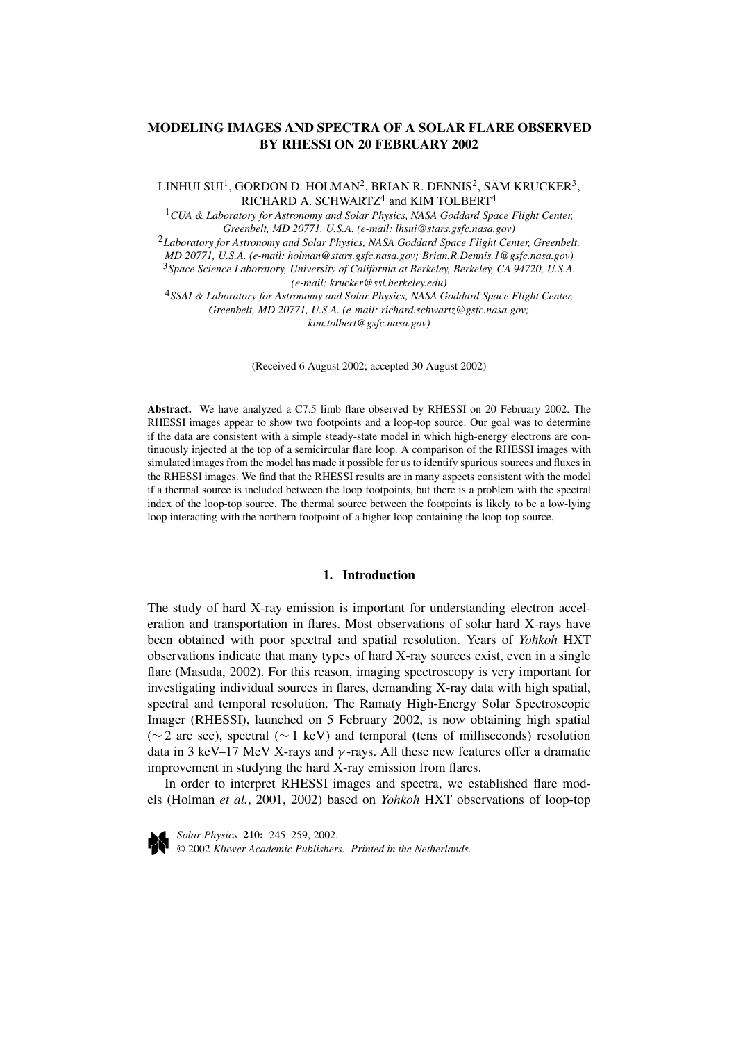# MODELING IMAGES AND SPECTRA OF A SOLAR FLARE OBSERVED BY RHESSI ON 20 FEBRUARY 2002

LINHUI SUI[1], GORDON D. HOLMAN[2], BRIAN R. DENNIS[2], SÄM KRUCKER[3], RICHARD A. SCHWARTZ[4] and KIM TOLBERT[4]

[1] *CUA & Laboratory for Astronomy and Solar Physics, NASA Goddard Space Flight Center, Greenbelt, MD 20771, U.S.A. (e-mail: lhsui@stars.gsfc.nasa.gov)*

[2] *Laboratory for Astronomy and Solar Physics, NASA Goddard Space Flight Center, Greenbelt, MD 20771, U.S.A. (e-mail: holman@stars.gsfc.nasa.gov; Brian.R.Dennis.1@gsfc.nasa.gov)*

[3] *Space Science Laboratory, University of California at Berkeley, Berkeley, CA 94720, U.S.A. (e-mail: krucker@ssl.berkeley.edu)*

[4] *SSAI & Laboratory for Astronomy and Solar Physics, NASA Goddard Space Flight Center, Greenbelt, MD 20771, U.S.A. (e-mail: richard.schwartz@gsfc.nasa.gov; kim.tolbert@gsfc.nasa.gov)*

(Received 6 August 2002; accepted 30 August 2002)

**Abstract.** We have analyzed a C7.5 limb flare observed by RHESSI on 20 February 2002. The RHESSI images appear to show two footpoints and a loop-top source. Our goal was to determine if the data are consistent with a simple steady-state model in which high-energy electrons are continuously injected at the top of a semicircular flare loop. A comparison of the RHESSI images with simulated images from the model has made it possible for us to identify spurious sources and fluxes in the RHESSI images. We find that the RHESSI results are in many aspects consistent with the model if a thermal source is included between the loop footpoints, but there is a problem with the spectral index of the loop-top source. The thermal source between the footpoints is likely to be a low-lying loop interacting with the northern footpoint of a higher loop containing the loop-top source.

## 1. Introduction

The study of hard X-ray emission is important for understanding electron acceleration and transportation in flares. Most observations of solar hard X-rays have been obtained with poor spectral and spatial resolution. Years of *Yohkoh* HXT observations indicate that many types of hard X-ray sources exist, even in a single flare (Masuda, 2002). For this reason, imaging spectroscopy is very important for investigating individual sources in flares, demanding X-ray data with high spatial, spectral and temporal resolution. The Ramaty High-Energy Solar Spectroscopic Imager (RHESSI), launched on 5 February 2002, is now obtaining high spatial ($\sim 2$ arc sec), spectral ($\sim 1$ keV) and temporal (tens of milliseconds) resolution data in 3 keV–17 MeV X-rays and $\gamma$-rays. All these new features offer a dramatic improvement in studying the hard X-ray emission from flares.

In order to interpret RHESSI images and spectra, we established flare models (Holman *et al.*, 2001, 2002) based on *Yohkoh* HXT observations of loop-top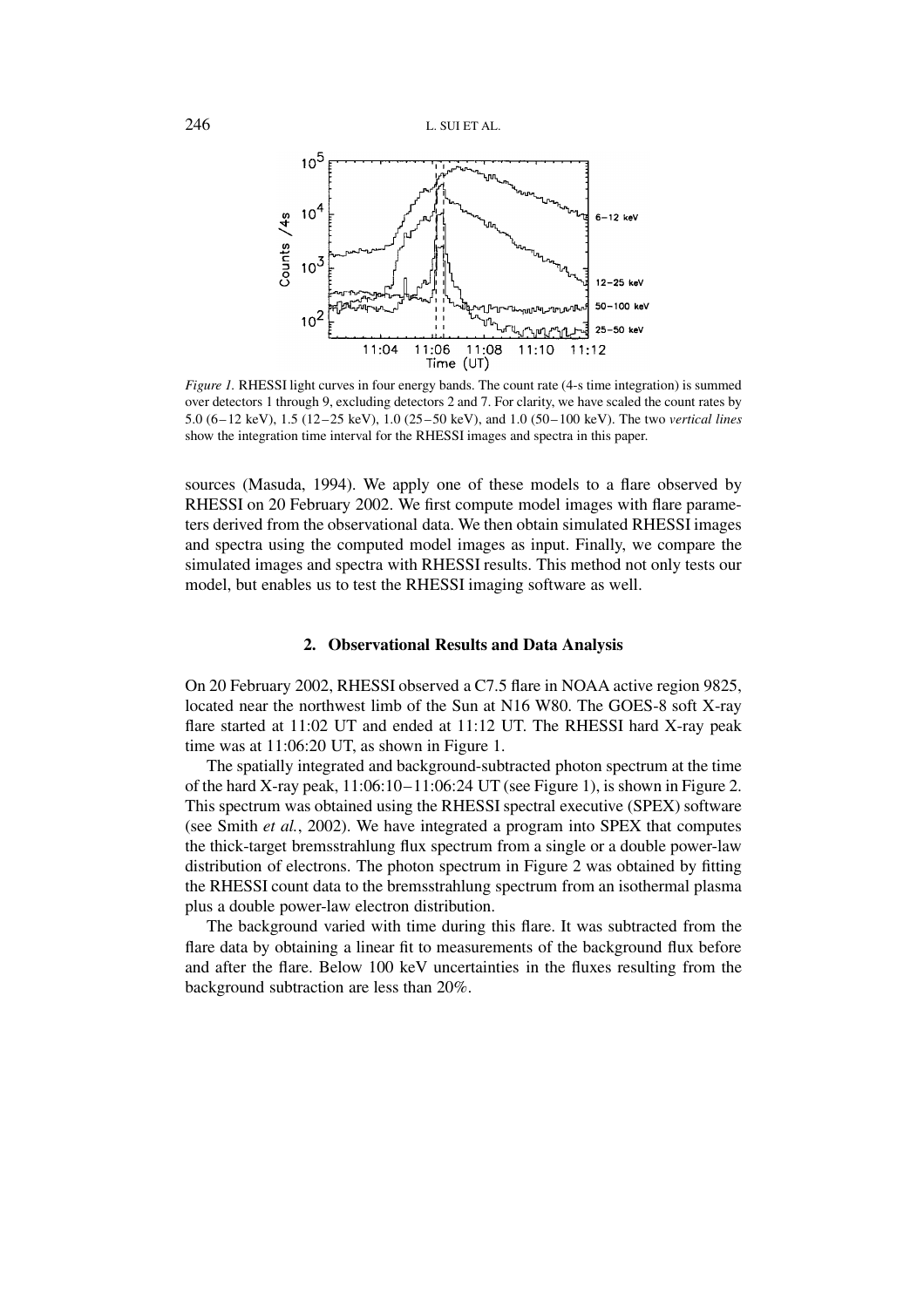*Figure 1.* RHESSI light curves in four energy bands. The count rate (4-s time integration) is summed over detectors 1 through 9, excluding detectors 2 and 7. For clarity, we have scaled the count rates by 5.0 (6–12 keV), 1.5 (12–25 keV), 1.0 (25–50 keV), and 1.0 (50–100 keV). The two *vertical lines* show the integration time interval for the RHESSI images and spectra in this paper.

sources (Masuda, 1994). We apply one of these models to a flare observed by RHESSI on 20 February 2002. We first compute model images with flare parameters derived from the observational data. We then obtain simulated RHESSI images and spectra using the computed model images as input. Finally, we compare the simulated images and spectra with RHESSI results. This method not only tests our model, but enables us to test the RHESSI imaging software as well.

## 2. Observational Results and Data Analysis

On 20 February 2002, RHESSI observed a C7.5 flare in NOAA active region 9825, located near the northwest limb of the Sun at N16 W80. The GOES-8 soft X-ray flare started at 11:02 UT and ended at 11:12 UT. The RHESSI hard X-ray peak time was at 11:06:20 UT, as shown in Figure 1.

The spatially integrated and background-subtracted photon spectrum at the time of the hard X-ray peak, 11:06:10–11:06:24 UT (see Figure 1), is shown in Figure 2. This spectrum was obtained using the RHESSI spectral executive (SPEX) software (see Smith *et al.*, 2002). We have integrated a program into SPEX that computes the thick-target bremsstrahlung flux spectrum from a single or a double power-law distribution of electrons. The photon spectrum in Figure 2 was obtained by fitting the RHESSI count data to the bremsstrahlung spectrum from an isothermal plasma plus a double power-law electron distribution.

The background varied with time during this flare. It was subtracted from the flare data by obtaining a linear fit to measurements of the background flux before and after the flare. Below 100 keV uncertainties in the fluxes resulting from the background subtraction are less than 20%.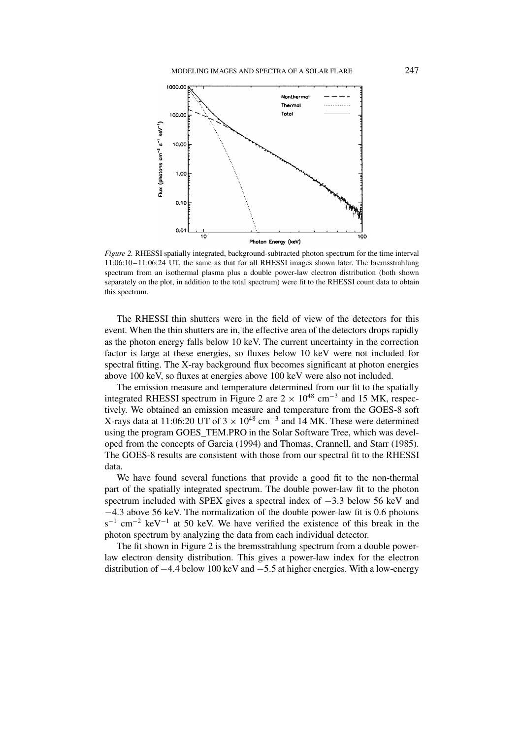*Figure 2.* RHESSI spatially integrated, background-subtracted photon spectrum for the time interval 11:06:10–11:06:24 UT, the same as that for all RHESSI images shown later. The bremsstrahlung spectrum from an isothermal plasma plus a double power-law electron distribution (both shown separately on the plot, in addition to the total spectrum) were fit to the RHESSI count data to obtain this spectrum.

The RHESSI thin shutters were in the field of view of the detectors for this event. When the thin shutters are in, the effective area of the detectors drops rapidly as the photon energy falls below 10 keV. The current uncertainty in the correction factor is large at these energies, so fluxes below 10 keV were not included for spectral fitting. The X-ray background flux becomes significant at photon energies above 100 keV, so fluxes at energies above 100 keV were also not included.

The emission measure and temperature determined from our fit to the spatially integrated RHESSI spectrum in Figure 2 are $2 \times 10^{48}$ cm$^{-3}$ and 15 MK, respectively. We obtained an emission measure and temperature from the GOES-8 soft X-rays data at 11:06:20 UT of $3 \times 10^{48}$ cm$^{-3}$ and 14 MK. These were determined using the program GOES_TEM.PRO in the Solar Software Tree, which was developed from the concepts of Garcia (1994) and Thomas, Crannell, and Starr (1985). The GOES-8 results are consistent with those from our spectral fit to the RHESSI data.

We have found several functions that provide a good fit to the non-thermal part of the spatially integrated spectrum. The double power-law fit to the photon spectrum included with SPEX gives a spectral index of $-3.3$ below 56 keV and $-4.3$ above 56 keV. The normalization of the double power-law fit is 0.6 photons s$^{-1}$ cm$^{-2}$ keV$^{-1}$ at 50 keV. We have verified the existence of this break in the photon spectrum by analyzing the data from each individual detector.

The fit shown in Figure 2 is the bremsstrahlung spectrum from a double power-law electron density distribution. This gives a power-law index for the electron distribution of $-4.4$ below 100 keV and $-5.5$ at higher energies. With a low-energy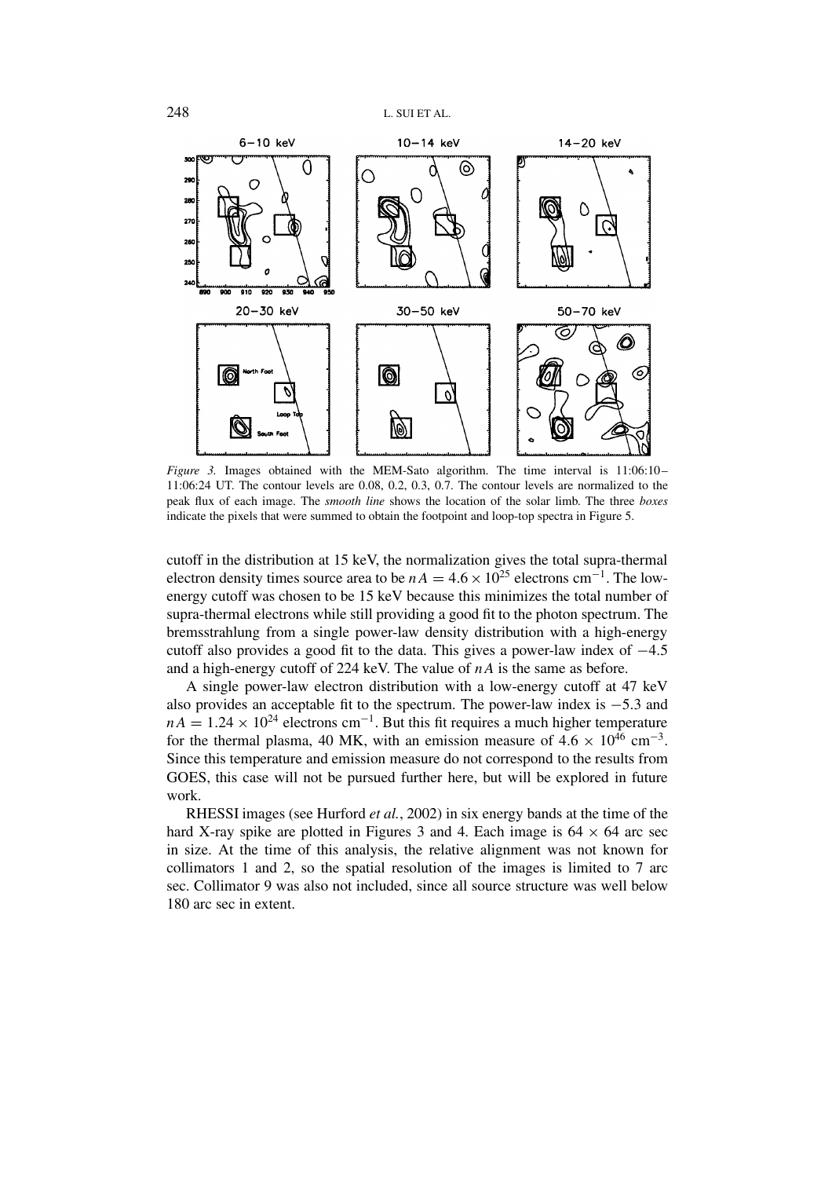*Figure 3.* Images obtained with the MEM-Sato algorithm. The time interval is 11:06:10–11:06:24 UT. The contour levels are 0.08, 0.2, 0.3, 0.7. The contour levels are normalized to the peak flux of each image. The *smooth line* shows the location of the solar limb. The three *boxes* indicate the pixels that were summed to obtain the footpoint and loop-top spectra in Figure 5.

cutoff in the distribution at 15 keV, the normalization gives the total supra-thermal electron density times source area to be $nA = 4.6 \times 10^{25}$ electrons cm$^{-1}$. The low-energy cutoff was chosen to be 15 keV because this minimizes the total number of supra-thermal electrons while still providing a good fit to the photon spectrum. The bremsstrahlung from a single power-law density distribution with a high-energy cutoff also provides a good fit to the data. This gives a power-law index of $-4.5$ and a high-energy cutoff of 224 keV. The value of $nA$ is the same as before.

A single power-law electron distribution with a low-energy cutoff at 47 keV also provides an acceptable fit to the spectrum. The power-law index is $-5.3$ and $nA = 1.24 \times 10^{24}$ electrons cm$^{-1}$. But this fit requires a much higher temperature for the thermal plasma, 40 MK, with an emission measure of $4.6 \times 10^{46}$ cm$^{-3}$. Since this temperature and emission measure do not correspond to the results from GOES, this case will not be pursued further here, but will be explored in future work.

RHESSI images (see Hurford *et al.*, 2002) in six energy bands at the time of the hard X-ray spike are plotted in Figures 3 and 4. Each image is $64 \times 64$ arc sec in size. At the time of this analysis, the relative alignment was not known for collimators 1 and 2, so the spatial resolution of the images is limited to 7 arc sec. Collimator 9 was also not included, since all source structure was well below 180 arc sec in extent.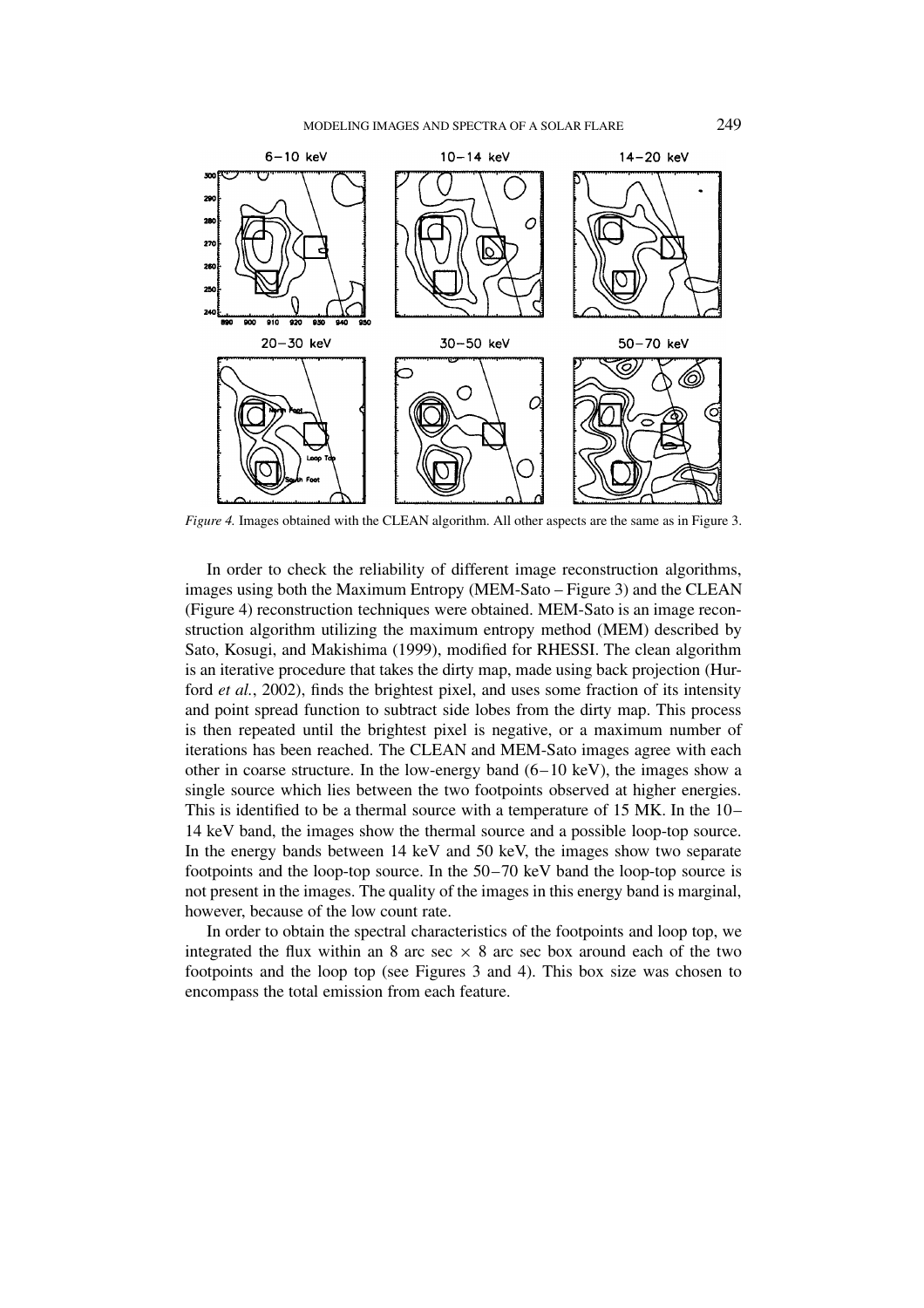*Figure 4.* Images obtained with the CLEAN algorithm. All other aspects are the same as in Figure 3.

In order to check the reliability of different image reconstruction algorithms, images using both the Maximum Entropy (MEM-Sato – Figure 3) and the CLEAN (Figure 4) reconstruction techniques were obtained. MEM-Sato is an image reconstruction algorithm utilizing the maximum entropy method (MEM) described by Sato, Kosugi, and Makishima (1999), modified for RHESSI. The clean algorithm is an iterative procedure that takes the dirty map, made using back projection (Hurford *et al.*, 2002), finds the brightest pixel, and uses some fraction of its intensity and point spread function to subtract side lobes from the dirty map. This process is then repeated until the brightest pixel is negative, or a maximum number of iterations has been reached. The CLEAN and MEM-Sato images agree with each other in coarse structure. In the low-energy band (6–10 keV), the images show a single source which lies between the two footpoints observed at higher energies. This is identified to be a thermal source with a temperature of 15 MK. In the 10–14 keV band, the images show the thermal source and a possible loop-top source. In the energy bands between 14 keV and 50 keV, the images show two separate footpoints and the loop-top source. In the 50–70 keV band the loop-top source is not present in the images. The quality of the images in this energy band is marginal, however, because of the low count rate.

In order to obtain the spectral characteristics of the footpoints and loop top, we integrated the flux within an 8 arc sec $\times$ 8 arc sec box around each of the two footpoints and the loop top (see Figures 3 and 4). This box size was chosen to encompass the total emission from each feature.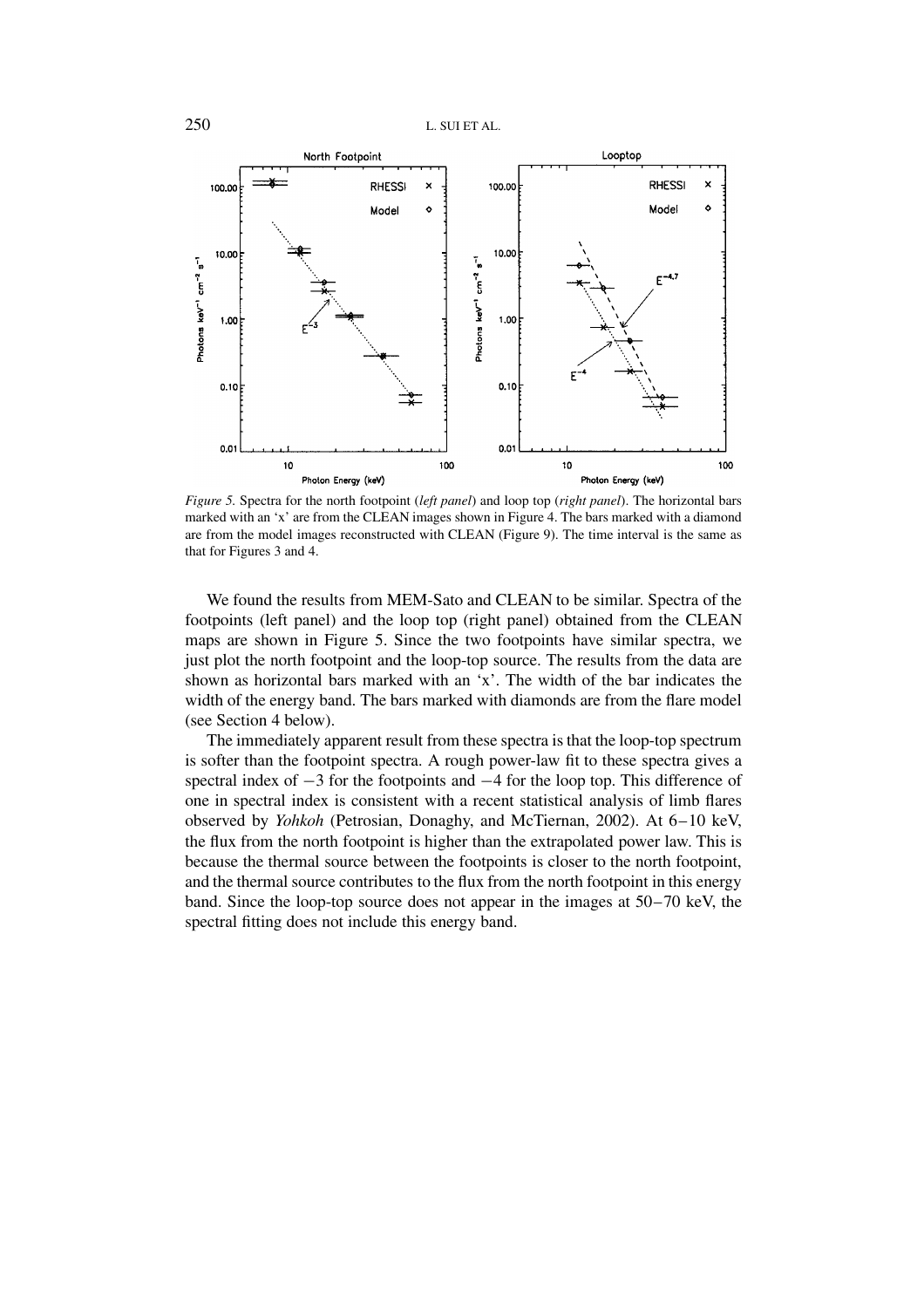*Figure 5.* Spectra for the north footpoint (*left panel*) and loop top (*right panel*). The horizontal bars marked with an 'x' are from the CLEAN images shown in Figure 4. The bars marked with a diamond are from the model images reconstructed with CLEAN (Figure 9). The time interval is the same as that for Figures 3 and 4.

We found the results from MEM-Sato and CLEAN to be similar. Spectra of the footpoints (left panel) and the loop top (right panel) obtained from the CLEAN maps are shown in Figure 5. Since the two footpoints have similar spectra, we just plot the north footpoint and the loop-top source. The results from the data are shown as horizontal bars marked with an 'x'. The width of the bar indicates the width of the energy band. The bars marked with diamonds are from the flare model (see Section 4 below).

The immediately apparent result from these spectra is that the loop-top spectrum is softer than the footpoint spectra. A rough power-law fit to these spectra gives a spectral index of $-3$ for the footpoints and $-4$ for the loop top. This difference of one in spectral index is consistent with a recent statistical analysis of limb flares observed by *Yohkoh* (Petrosian, Donaghy, and McTiernan, 2002). At 6–10 keV, the flux from the north footpoint is higher than the extrapolated power law. This is because the thermal source between the footpoints is closer to the north footpoint, and the thermal source contributes to the flux from the north footpoint in this energy band. Since the loop-top source does not appear in the images at 50–70 keV, the spectral fitting does not include this energy band.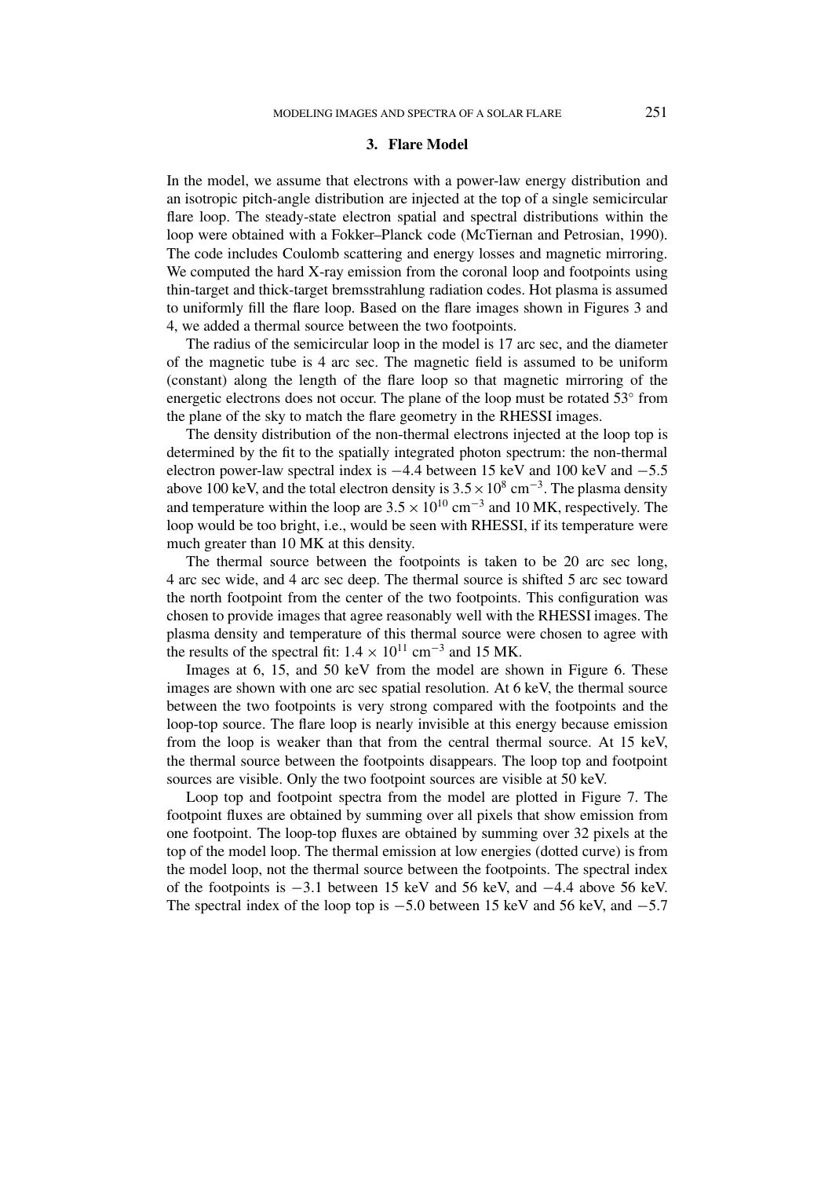## 3. Flare Model

In the model, we assume that electrons with a power-law energy distribution and an isotropic pitch-angle distribution are injected at the top of a single semicircular flare loop. The steady-state electron spatial and spectral distributions within the loop were obtained with a Fokker–Planck code (McTiernan and Petrosian, 1990). The code includes Coulomb scattering and energy losses and magnetic mirroring. We computed the hard X-ray emission from the coronal loop and footpoints using thin-target and thick-target bremsstrahlung radiation codes. Hot plasma is assumed to uniformly fill the flare loop. Based on the flare images shown in Figures 3 and 4, we added a thermal source between the two footpoints.

The radius of the semicircular loop in the model is 17 arc sec, and the diameter of the magnetic tube is 4 arc sec. The magnetic field is assumed to be uniform (constant) along the length of the flare loop so that magnetic mirroring of the energetic electrons does not occur. The plane of the loop must be rotated 53° from the plane of the sky to match the flare geometry in the RHESSI images.

The density distribution of the non-thermal electrons injected at the loop top is determined by the fit to the spatially integrated photon spectrum: the non-thermal electron power-law spectral index is −4.4 between 15 keV and 100 keV and −5.5 above 100 keV, and the total electron density is $3.5 \times 10^8$ cm$^{-3}$. The plasma density and temperature within the loop are $3.5 \times 10^{10}$ cm$^{-3}$ and 10 MK, respectively. The loop would be too bright, i.e., would be seen with RHESSI, if its temperature were much greater than 10 MK at this density.

The thermal source between the footpoints is taken to be 20 arc sec long, 4 arc sec wide, and 4 arc sec deep. The thermal source is shifted 5 arc sec toward the north footpoint from the center of the two footpoints. This configuration was chosen to provide images that agree reasonably well with the RHESSI images. The plasma density and temperature of this thermal source were chosen to agree with the results of the spectral fit: $1.4 \times 10^{11}$ cm$^{-3}$ and 15 MK.

Images at 6, 15, and 50 keV from the model are shown in Figure 6. These images are shown with one arc sec spatial resolution. At 6 keV, the thermal source between the two footpoints is very strong compared with the footpoints and the loop-top source. The flare loop is nearly invisible at this energy because emission from the loop is weaker than that from the central thermal source. At 15 keV, the thermal source between the footpoints disappears. The loop top and footpoint sources are visible. Only the two footpoint sources are visible at 50 keV.

Loop top and footpoint spectra from the model are plotted in Figure 7. The footpoint fluxes are obtained by summing over all pixels that show emission from one footpoint. The loop-top fluxes are obtained by summing over 32 pixels at the top of the model loop. The thermal emission at low energies (dotted curve) is from the model loop, not the thermal source between the footpoints. The spectral index of the footpoints is −3.1 between 15 keV and 56 keV, and −4.4 above 56 keV. The spectral index of the loop top is −5.0 between 15 keV and 56 keV, and −5.7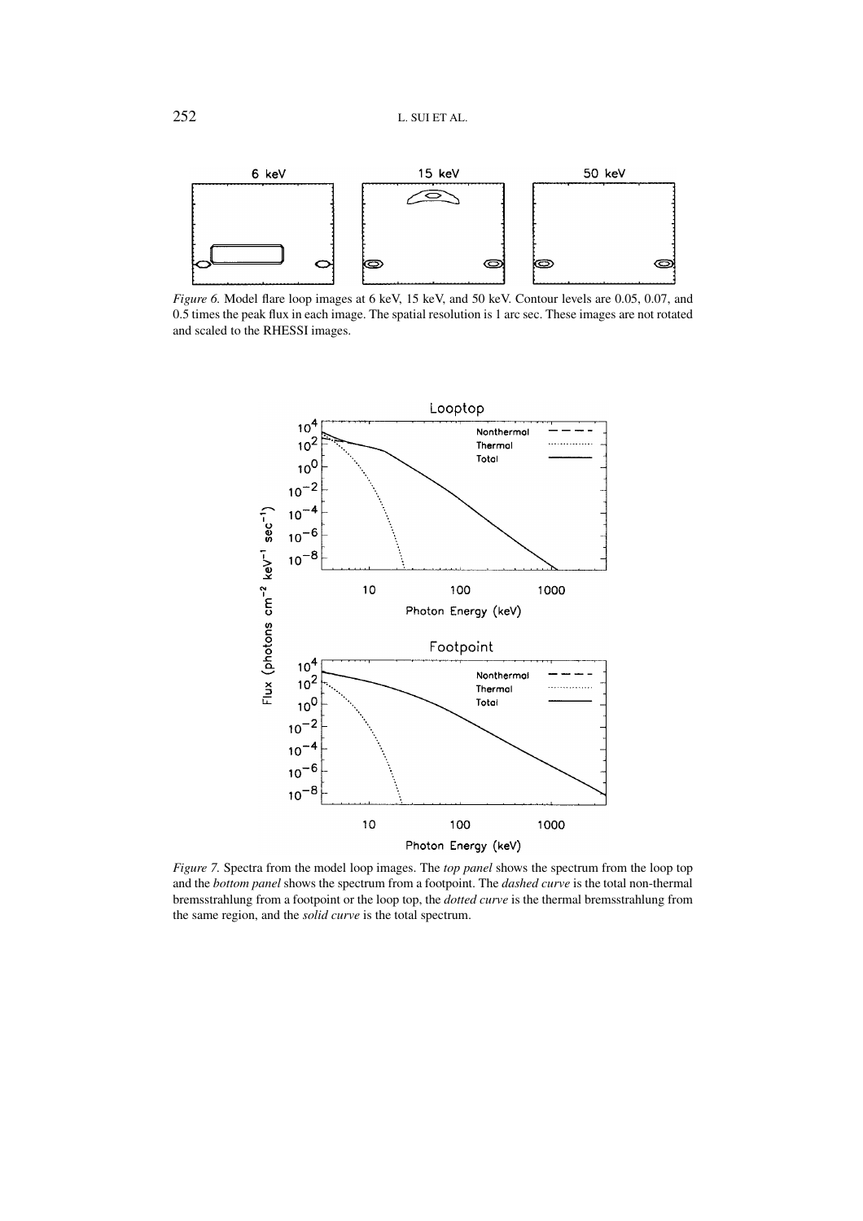*Figure 6.* Model flare loop images at 6 keV, 15 keV, and 50 keV. Contour levels are 0.05, 0.07, and 0.5 times the peak flux in each image. The spatial resolution is 1 arc sec. These images are not rotated and scaled to the RHESSI images.

*Figure 7.* Spectra from the model loop images. The *top panel* shows the spectrum from the loop top and the *bottom panel* shows the spectrum from a footpoint. The *dashed curve* is the total non-thermal bremsstrahlung from a footpoint or the loop top, the *dotted curve* is the thermal bremsstrahlung from the same region, and the *solid curve* is the total spectrum.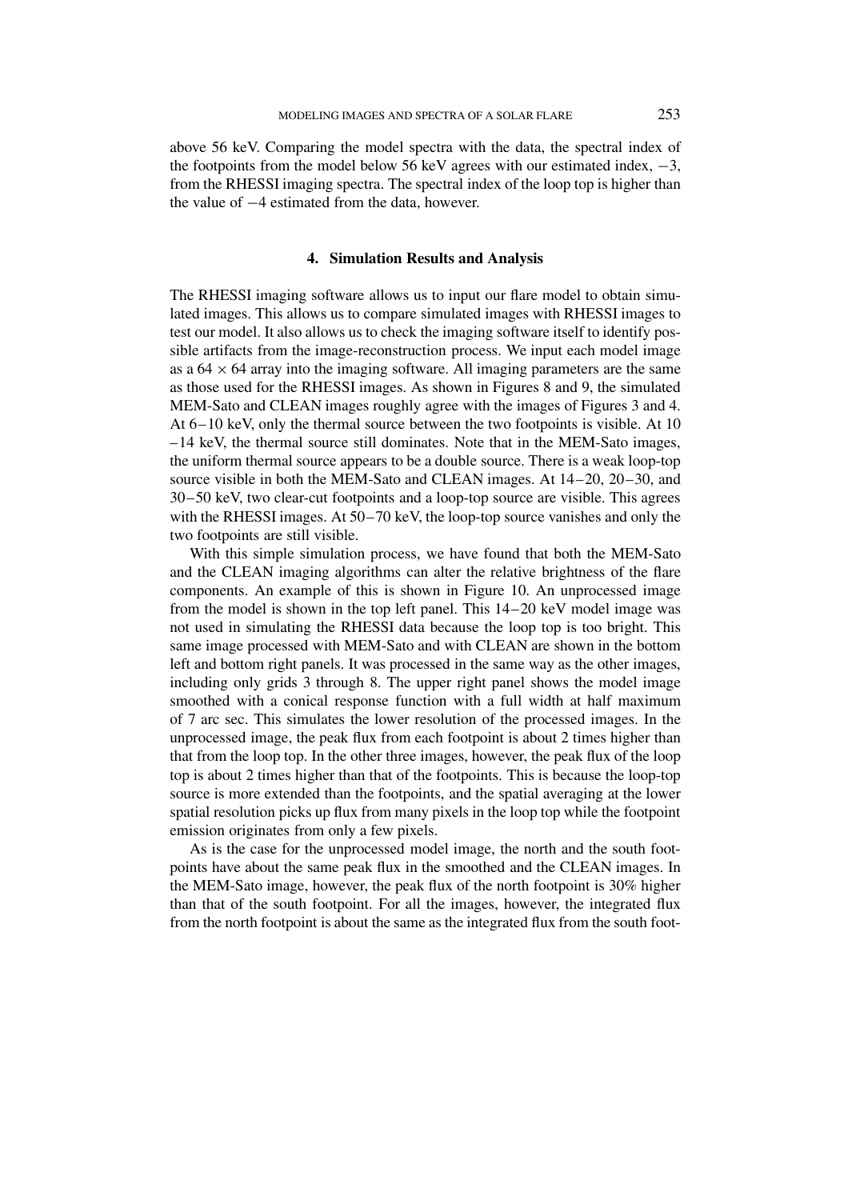above 56 keV. Comparing the model spectra with the data, the spectral index of the footpoints from the model below 56 keV agrees with our estimated index, $-3$, from the RHESSI imaging spectra. The spectral index of the loop top is higher than the value of $-4$ estimated from the data, however.

## 4. Simulation Results and Analysis

The RHESSI imaging software allows us to input our flare model to obtain simulated images. This allows us to compare simulated images with RHESSI images to test our model. It also allows us to check the imaging software itself to identify possible artifacts from the image-reconstruction process. We input each model image as a $64 \times 64$ array into the imaging software. All imaging parameters are the same as those used for the RHESSI images. As shown in Figures 8 and 9, the simulated MEM-Sato and CLEAN images roughly agree with the images of Figures 3 and 4. At 6–10 keV, only the thermal source between the two footpoints is visible. At 10–14 keV, the thermal source still dominates. Note that in the MEM-Sato images, the uniform thermal source appears to be a double source. There is a weak loop-top source visible in both the MEM-Sato and CLEAN images. At 14–20, 20–30, and 30–50 keV, two clear-cut footpoints and a loop-top source are visible. This agrees with the RHESSI images. At 50–70 keV, the loop-top source vanishes and only the two footpoints are still visible.

With this simple simulation process, we have found that both the MEM-Sato and the CLEAN imaging algorithms can alter the relative brightness of the flare components. An example of this is shown in Figure 10. An unprocessed image from the model is shown in the top left panel. This 14–20 keV model image was not used in simulating the RHESSI data because the loop top is too bright. This same image processed with MEM-Sato and with CLEAN are shown in the bottom left and bottom right panels. It was processed in the same way as the other images, including only grids 3 through 8. The upper right panel shows the model image smoothed with a conical response function with a full width at half maximum of 7 arc sec. This simulates the lower resolution of the processed images. In the unprocessed image, the peak flux from each footpoint is about 2 times higher than that from the loop top. In the other three images, however, the peak flux of the loop top is about 2 times higher than that of the footpoints. This is because the loop-top source is more extended than the footpoints, and the spatial averaging at the lower spatial resolution picks up flux from many pixels in the loop top while the footpoint emission originates from only a few pixels.

As is the case for the unprocessed model image, the north and the south footpoints have about the same peak flux in the smoothed and the CLEAN images. In the MEM-Sato image, however, the peak flux of the north footpoint is 30% higher than that of the south footpoint. For all the images, however, the integrated flux from the north footpoint is about the same as the integrated flux from the south foot-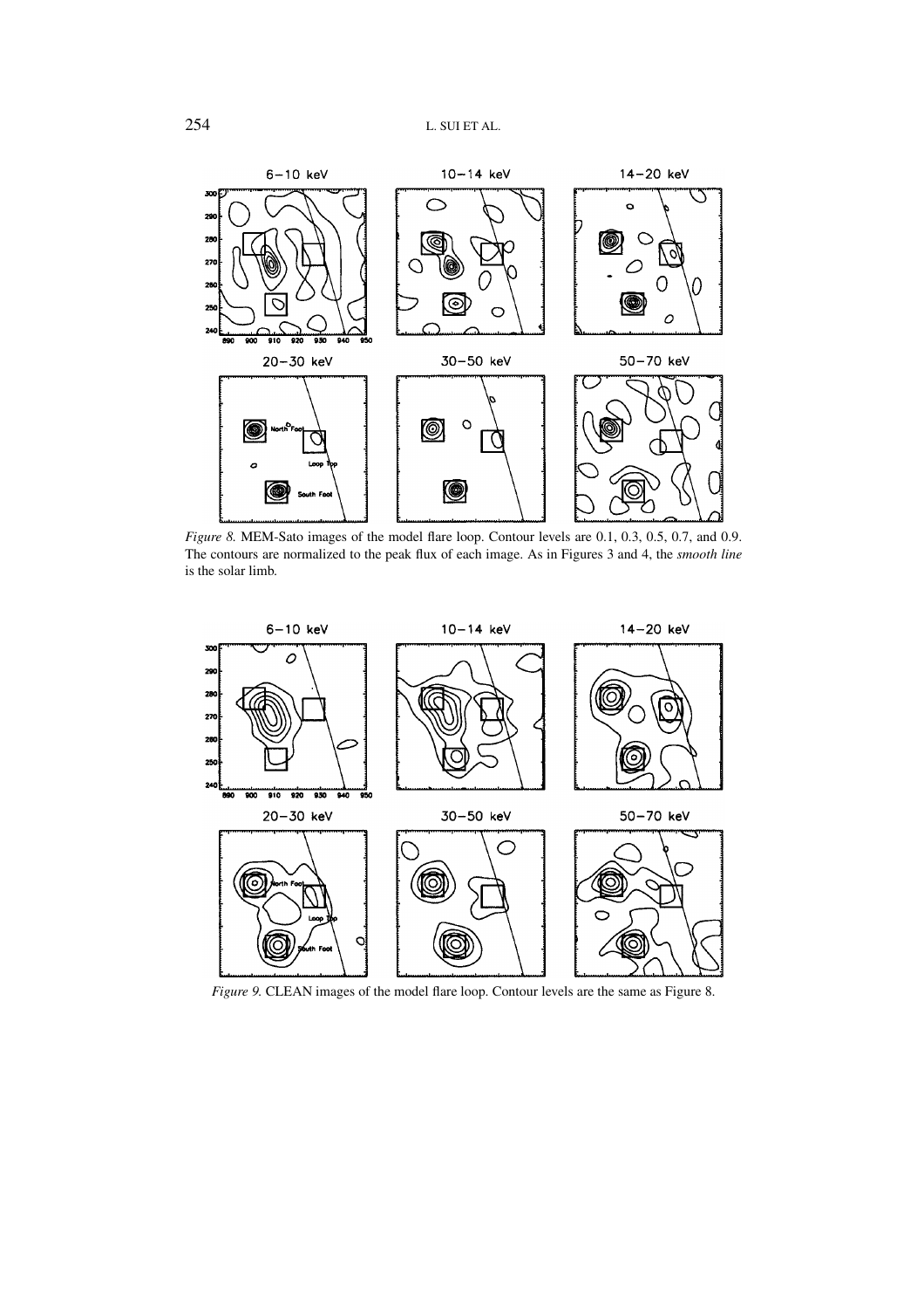*Figure 8.* MEM-Sato images of the model flare loop. Contour levels are 0.1, 0.3, 0.5, 0.7, and 0.9. The contours are normalized to the peak flux of each image. As in Figures 3 and 4, the *smooth line* is the solar limb.

*Figure 9.* CLEAN images of the model flare loop. Contour levels are the same as Figure 8.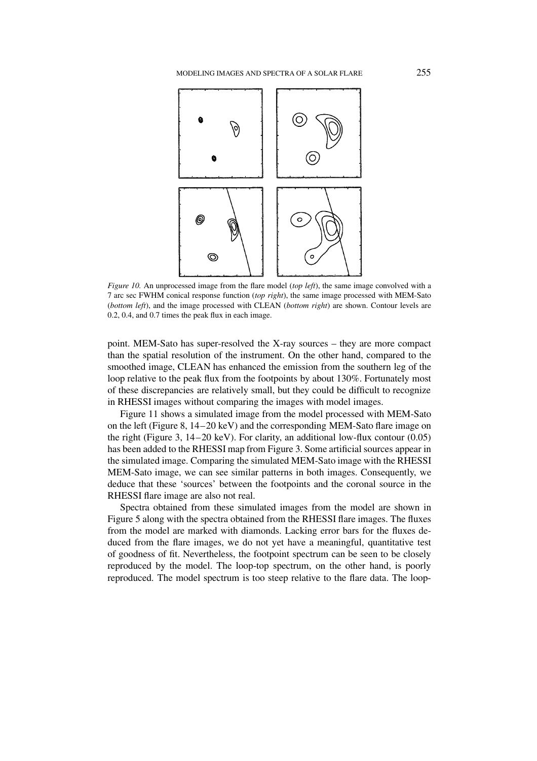*Figure 10.* An unprocessed image from the flare model (*top left*), the same image convolved with a 7 arc sec FWHM conical response function (*top right*), the same image processed with MEM-Sato (*bottom left*), and the image processed with CLEAN (*bottom right*) are shown. Contour levels are 0.2, 0.4, and 0.7 times the peak flux in each image.

point. MEM-Sato has super-resolved the X-ray sources – they are more compact than the spatial resolution of the instrument. On the other hand, compared to the smoothed image, CLEAN has enhanced the emission from the southern leg of the loop relative to the peak flux from the footpoints by about 130%. Fortunately most of these discrepancies are relatively small, but they could be difficult to recognize in RHESSI images without comparing the images with model images.

Figure 11 shows a simulated image from the model processed with MEM-Sato on the left (Figure 8, 14–20 keV) and the corresponding MEM-Sato flare image on the right (Figure 3, 14–20 keV). For clarity, an additional low-flux contour (0.05) has been added to the RHESSI map from Figure 3. Some artificial sources appear in the simulated image. Comparing the simulated MEM-Sato image with the RHESSI MEM-Sato image, we can see similar patterns in both images. Consequently, we deduce that these 'sources' between the footpoints and the coronal source in the RHESSI flare image are also not real.

Spectra obtained from these simulated images from the model are shown in Figure 5 along with the spectra obtained from the RHESSI flare images. The fluxes from the model are marked with diamonds. Lacking error bars for the fluxes deduced from the flare images, we do not yet have a meaningful, quantitative test of goodness of fit. Nevertheless, the footpoint spectrum can be seen to be closely reproduced by the model. The loop-top spectrum, on the other hand, is poorly reproduced. The model spectrum is too steep relative to the flare data. The loop-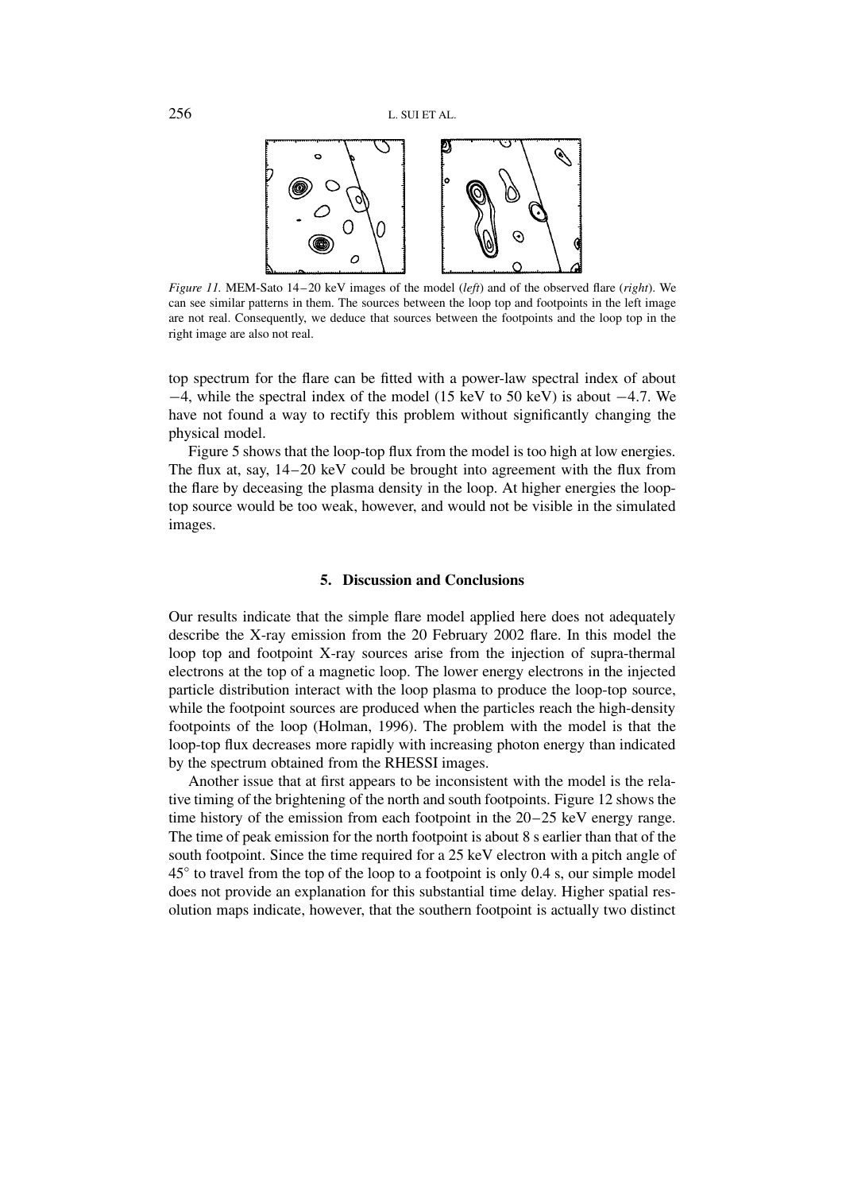*Figure 11.* MEM-Sato 14–20 keV images of the model (*left*) and of the observed flare (*right*). We can see similar patterns in them. The sources between the loop top and footpoints in the left image are not real. Consequently, we deduce that sources between the footpoints and the loop top in the right image are also not real.

top spectrum for the flare can be fitted with a power-law spectral index of about $-4$, while the spectral index of the model (15 keV to 50 keV) is about $-4.7$. We have not found a way to rectify this problem without significantly changing the physical model.

Figure 5 shows that the loop-top flux from the model is too high at low energies. The flux at, say, 14–20 keV could be brought into agreement with the flux from the flare by deceasing the plasma density in the loop. At higher energies the loop-top source would be too weak, however, and would not be visible in the simulated images.

## 5. Discussion and Conclusions

Our results indicate that the simple flare model applied here does not adequately describe the X-ray emission from the 20 February 2002 flare. In this model the loop top and footpoint X-ray sources arise from the injection of supra-thermal electrons at the top of a magnetic loop. The lower energy electrons in the injected particle distribution interact with the loop plasma to produce the loop-top source, while the footpoint sources are produced when the particles reach the high-density footpoints of the loop (Holman, 1996). The problem with the model is that the loop-top flux decreases more rapidly with increasing photon energy than indicated by the spectrum obtained from the RHESSI images.

Another issue that at first appears to be inconsistent with the model is the relative timing of the brightening of the north and south footpoints. Figure 12 shows the time history of the emission from each footpoint in the 20–25 keV energy range. The time of peak emission for the north footpoint is about 8 s earlier than that of the south footpoint. Since the time required for a 25 keV electron with a pitch angle of $45^\circ$ to travel from the top of the loop to a footpoint is only 0.4 s, our simple model does not provide an explanation for this substantial time delay. Higher spatial resolution maps indicate, however, that the southern footpoint is actually two distinct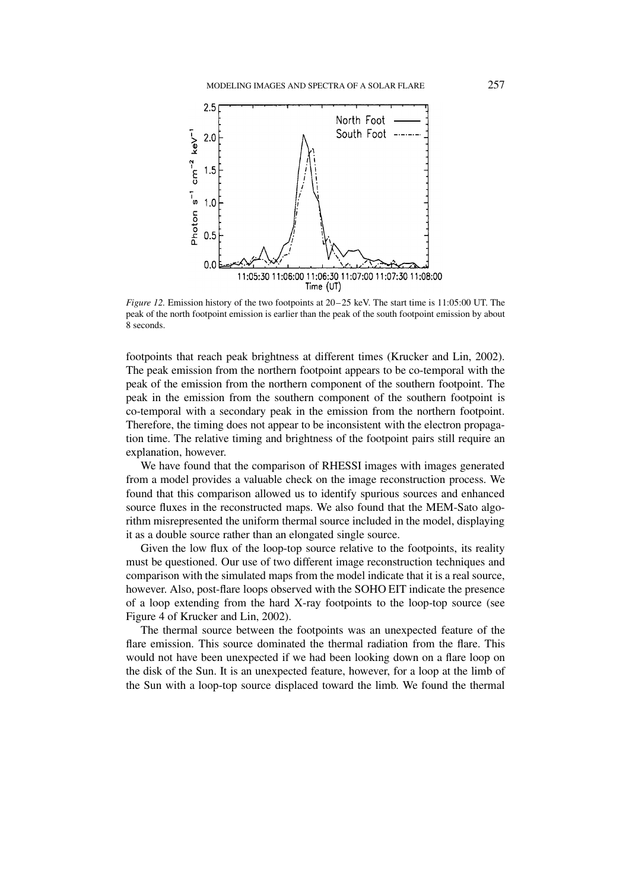2.5

2.0

1.5

1.0

0.5

0.0

North Foot

South Foot

Photon s$^{-1}$ cm$^{-2}$ keV$^{-1}$

11:05:30 11:06:00 11:06:30 11:07:00 11:07:30 11:08:00

Time (UT)

*Figure 12.* Emission history of the two footpoints at 20–25 keV. The start time is 11:05:00 UT. The peak of the north footpoint emission is earlier than the peak of the south footpoint emission by about 8 seconds.

footpoints that reach peak brightness at different times (Krucker and Lin, 2002). The peak emission from the northern footpoint appears to be co-temporal with the peak of the emission from the northern component of the southern footpoint. The peak in the emission from the southern component of the southern footpoint is co-temporal with a secondary peak in the emission from the northern footpoint. Therefore, the timing does not appear to be inconsistent with the electron propagation time. The relative timing and brightness of the footpoint pairs still require an explanation, however.

We have found that the comparison of RHESSI images with images generated from a model provides a valuable check on the image reconstruction process. We found that this comparison allowed us to identify spurious sources and enhanced source fluxes in the reconstructed maps. We also found that the MEM-Sato algorithm misrepresented the uniform thermal source included in the model, displaying it as a double source rather than an elongated single source.

Given the low flux of the loop-top source relative to the footpoints, its reality must be questioned. Our use of two different image reconstruction techniques and comparison with the simulated maps from the model indicate that it is a real source, however. Also, post-flare loops observed with the SOHO EIT indicate the presence of a loop extending from the hard X-ray footpoints to the loop-top source (see Figure 4 of Krucker and Lin, 2002).

The thermal source between the footpoints was an unexpected feature of the flare emission. This source dominated the thermal radiation from the flare. This would not have been unexpected if we had been looking down on a flare loop on the disk of the Sun. It is an unexpected feature, however, for a loop at the limb of the Sun with a loop-top source displaced toward the limb. We found the thermal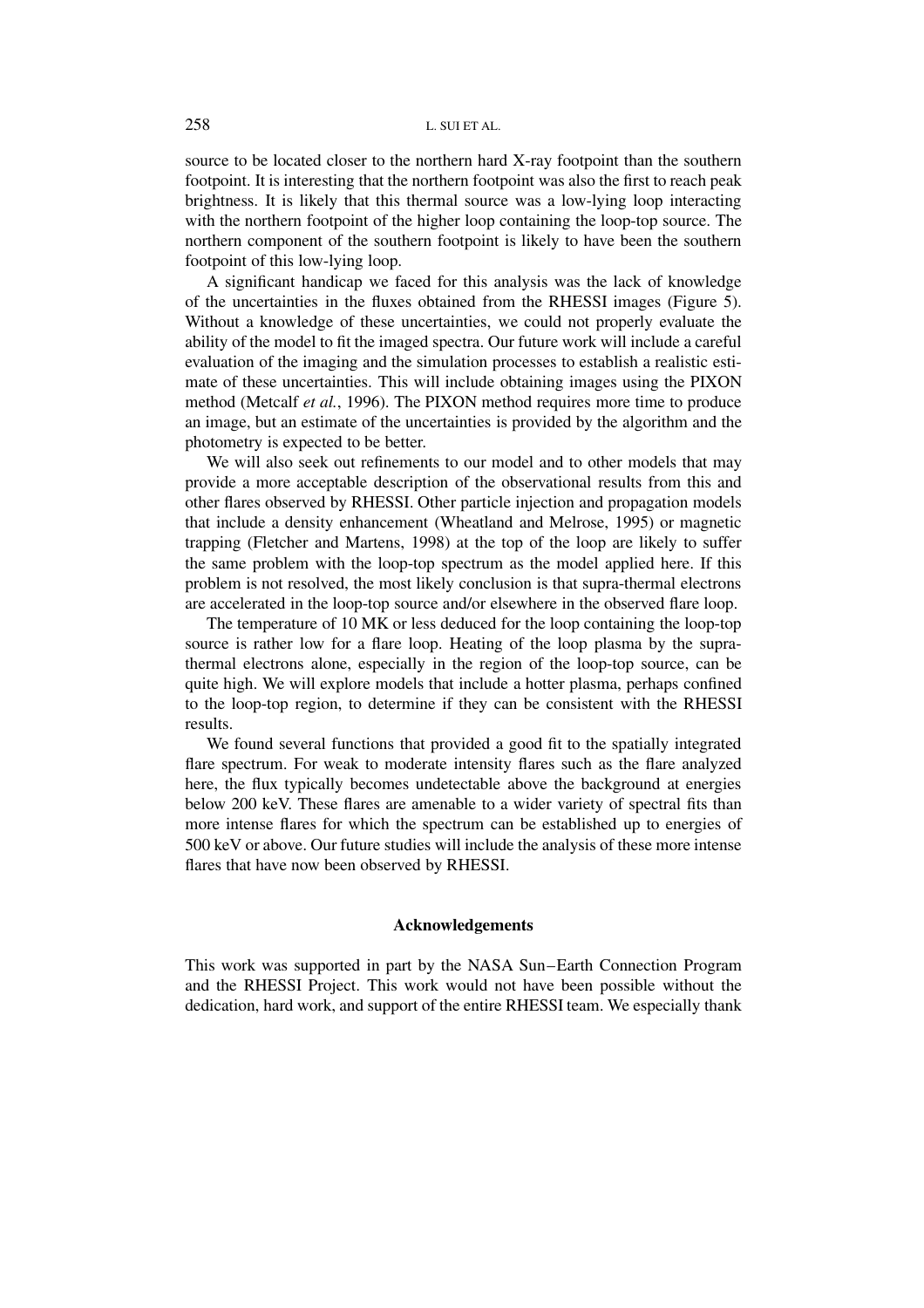source to be located closer to the northern hard X-ray footpoint than the southern footpoint. It is interesting that the northern footpoint was also the first to reach peak brightness. It is likely that this thermal source was a low-lying loop interacting with the northern footpoint of the higher loop containing the loop-top source. The northern component of the southern footpoint is likely to have been the southern footpoint of this low-lying loop.

A significant handicap we faced for this analysis was the lack of knowledge of the uncertainties in the fluxes obtained from the RHESSI images (Figure 5). Without a knowledge of these uncertainties, we could not properly evaluate the ability of the model to fit the imaged spectra. Our future work will include a careful evaluation of the imaging and the simulation processes to establish a realistic estimate of these uncertainties. This will include obtaining images using the PIXON method (Metcalf *et al.*, 1996). The PIXON method requires more time to produce an image, but an estimate of the uncertainties is provided by the algorithm and the photometry is expected to be better.

We will also seek out refinements to our model and to other models that may provide a more acceptable description of the observational results from this and other flares observed by RHESSI. Other particle injection and propagation models that include a density enhancement (Wheatland and Melrose, 1995) or magnetic trapping (Fletcher and Martens, 1998) at the top of the loop are likely to suffer the same problem with the loop-top spectrum as the model applied here. If this problem is not resolved, the most likely conclusion is that supra-thermal electrons are accelerated in the loop-top source and/or elsewhere in the observed flare loop.

The temperature of 10 MK or less deduced for the loop containing the loop-top source is rather low for a flare loop. Heating of the loop plasma by the supra-thermal electrons alone, especially in the region of the loop-top source, can be quite high. We will explore models that include a hotter plasma, perhaps confined to the loop-top region, to determine if they can be consistent with the RHESSI results.

We found several functions that provided a good fit to the spatially integrated flare spectrum. For weak to moderate intensity flares such as the flare analyzed here, the flux typically becomes undetectable above the background at energies below 200 keV. These flares are amenable to a wider variety of spectral fits than more intense flares for which the spectrum can be established up to energies of 500 keV or above. Our future studies will include the analysis of these more intense flares that have now been observed by RHESSI.

## Acknowledgements

This work was supported in part by the NASA Sun–Earth Connection Program and the RHESSI Project. This work would not have been possible without the dedication, hard work, and support of the entire RHESSI team. We especially thank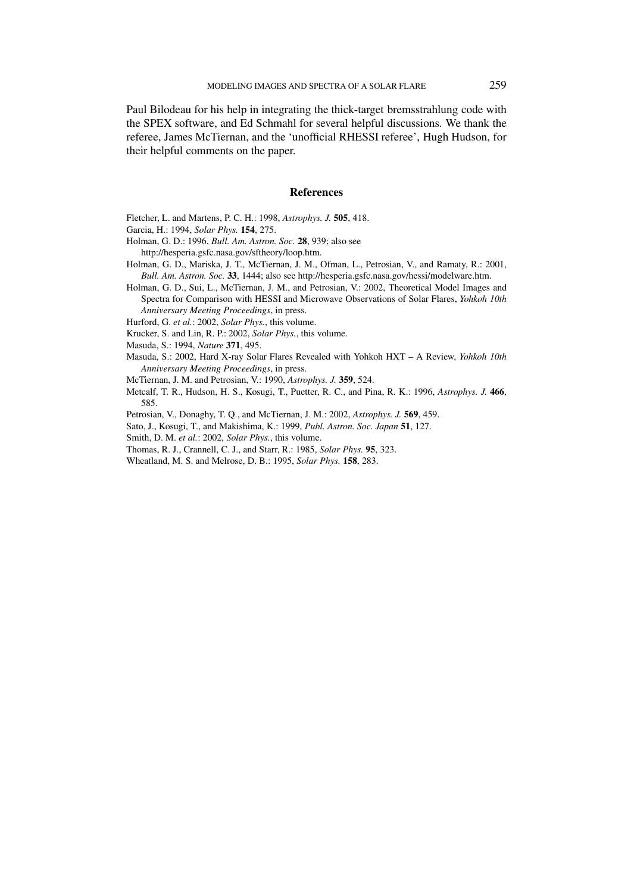Paul Bilodeau for his help in integrating the thick-target bremsstrahlung code with the SPEX software, and Ed Schmahl for several helpful discussions. We thank the referee, James McTiernan, and the 'unofficial RHESSI referee', Hugh Hudson, for their helpful comments on the paper.

## References

Fletcher, L. and Martens, P. C. H.: 1998, *Astrophys. J.* **505**, 418.

Garcia, H.: 1994, *Solar Phys.* **154**, 275.

Holman, G. D.: 1996, *Bull. Am. Astron. Soc.* **28**, 939; also see http://hesperia.gsfc.nasa.gov/sftheory/loop.htm.

Holman, G. D., Mariska, J. T., McTiernan, J. M., Ofman, L., Petrosian, V., and Ramaty, R.: 2001, *Bull. Am. Astron. Soc.* **33**, 1444; also see http://hesperia.gsfc.nasa.gov/hessi/modelware.htm.

Holman, G. D., Sui, L., McTiernan, J. M., and Petrosian, V.: 2002, Theoretical Model Images and Spectra for Comparison with HESSI and Microwave Observations of Solar Flares, *Yohkoh 10th Anniversary Meeting Proceedings*, in press.

Hurford, G. *et al.*: 2002, *Solar Phys.*, this volume.

Krucker, S. and Lin, R. P.: 2002, *Solar Phys.*, this volume.

Masuda, S.: 1994, *Nature* **371**, 495.

Masuda, S.: 2002, Hard X-ray Solar Flares Revealed with Yohkoh HXT – A Review, *Yohkoh 10th Anniversary Meeting Proceedings*, in press.

McTiernan, J. M. and Petrosian, V.: 1990, *Astrophys. J.* **359**, 524.

Metcalf, T. R., Hudson, H. S., Kosugi, T., Puetter, R. C., and Pina, R. K.: 1996, *Astrophys. J.* **466**, 585.

Petrosian, V., Donaghy, T. Q., and McTiernan, J. M.: 2002, *Astrophys. J.* **569**, 459.

Sato, J., Kosugi, T., and Makishima, K.: 1999, *Publ. Astron. Soc. Japan* **51**, 127.

Smith, D. M. *et al.*: 2002, *Solar Phys.*, this volume.

Thomas, R. J., Crannell, C. J., and Starr, R.: 1985, *Solar Phys.* **95**, 323.

Wheatland, M. S. and Melrose, D. B.: 1995, *Solar Phys.* **158**, 283.